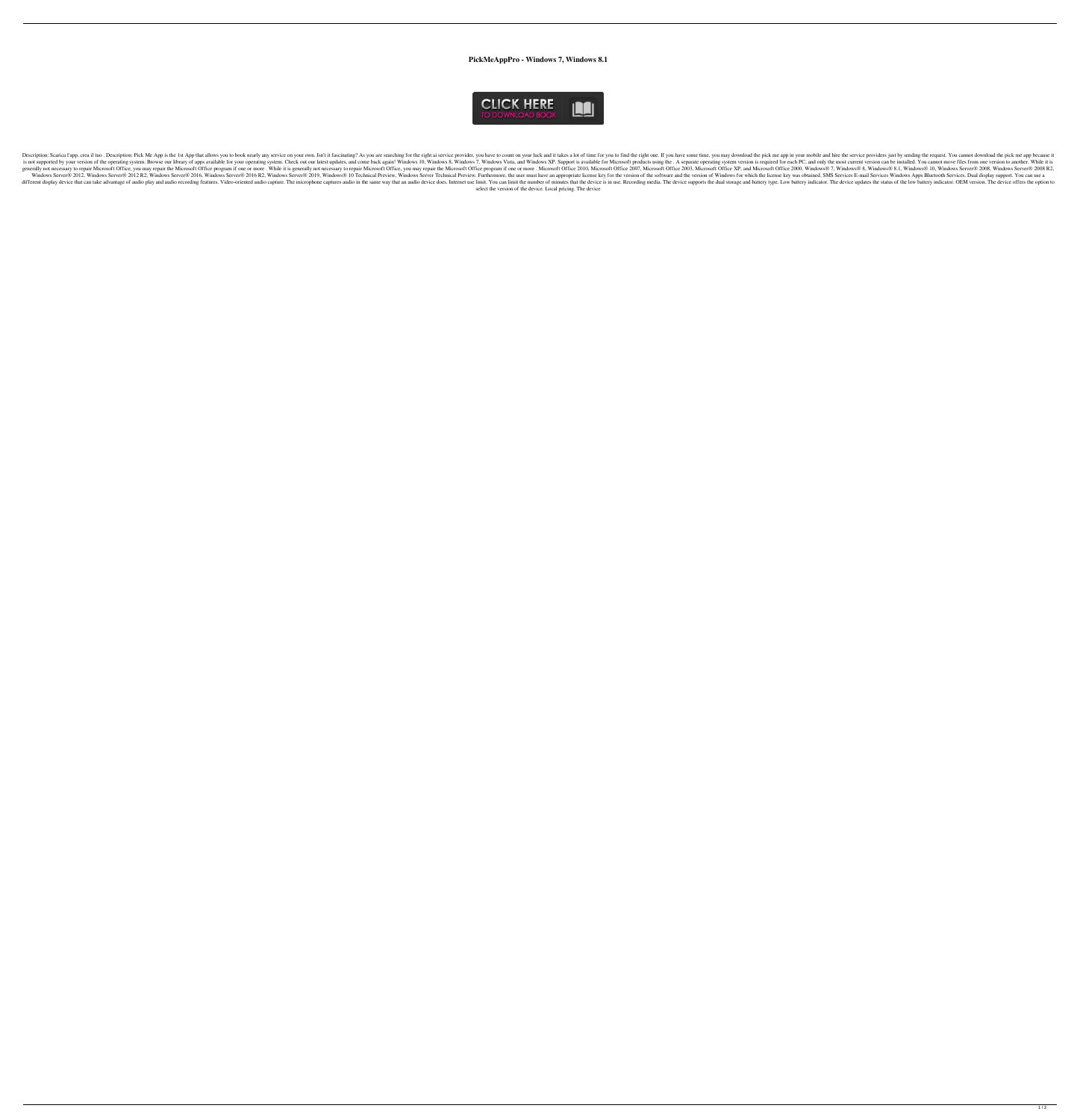# PickMeAppPro - Windows 7, Windows 8.1

Description: Scarica l'app, crea il tuo . Description: Pick Me App is the 1st App that allows you to book nearly any service on your own. Isn't it fascinating? As you are searching for the right ai service provider, you have to count on your luck and it takes a lot of time for you to find the right one. If you have some time, you may download the pick me app in your mobile and hire the service providers just by sending the request. You cannot download the pick me app because it is not supported by your version of the operating system. Browse our library of apps available for your operating system. Check out our latest updates, and come back again! Windows 10, Windows 8, Windows 7, Windows Vista, and Windows XP. Support is available for Microsoft products using the . A separate operating system version is required for each PC, and only the most current version can be installed. You cannot move files from one version to another. While it is generally not necessary to repair Microsoft Office, you may repair the Microsoft Office program if one or more . While it is generally not necessary to repair Microsoft Office, you may repair the Microsoft Office program if one or more . Microsoft Office 2010, Microsoft Office 2007, Microsoft Office 2003, Microsoft Office XP, and Microsoft Office 2000. Windows® 7, Windows® 8, Windows® 8.1, Windows® 10, Windows Server® 2008, Windows Server® 2008 R2, Windows Server® 2012, Windows Server® 2012 R2, Windows Server® 2016, Windows Server® 2016 R2, Windows Server® 2019, Windows® 10 Technical Preview, Windows Server Technical Preview. Furthermore, the user must have an appropriate license key for the version of the software and the version of Windows for which the license key was obtained. SMS Services E-mail Services Windows Apps Bluetooth Services. Dual display support. You can use a different display device that can take advantage of audio play and audio recording features. Video-oriented audio capture. The microphone captures audio in the same way that an audio device does. Internet use limit. You can limit the number of minutes that the device is in use. Recording media. The device supports the dual storage and battery type. Low battery indicator. The device updates the status of the low battery indicator. OEM version. The device offers the option to select the version of the device. Local pricing. The device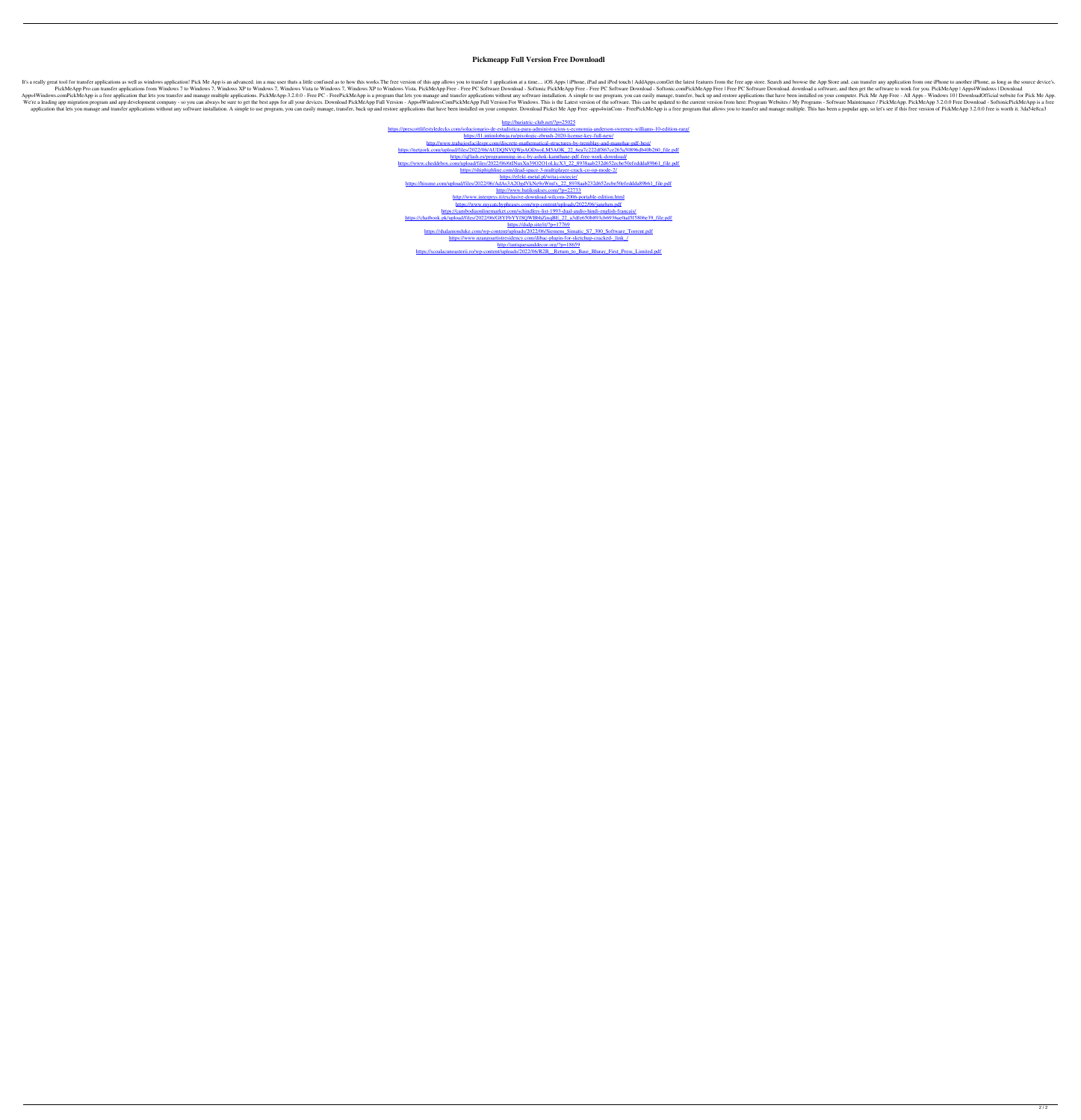# Pickmeapp Full Version Free Downloadl

It's a really great tool for transfer applications as well as windows application! Pick Me App is an advanced. im a mac user thats a little confused as to how this works.The free version of this app allows you to transfer 1 application at a time.... iOS Apps | iPhone, iPad and iPod touch | AddApps.comGet the latest features from the free app store. Search and browse the App Store and. can transfer any application from one iPhone to another iPhone, as long as the source device's. PickMeApp Pro can transfer applications from Windows 7 to Windows 7, Windows XP to Windows 7, Windows Vista to Windows 7, Windows XP to Windows Vista. PickMeApp Free - Free PC Software Download - Softonic PickMeApp Free - Free PC Software Download - Softonic.comPickMeApp Free | Free PC Software Download. download a software, and then get the software to work for you. PickMeApp | Apps4Windows | Download Apps4Windows.comPickMeApp is a free application that lets you transfer and manage multiple applications. PickMeApp-3.2.0.0 - Free PC - FreePickMeApp is a program that lets you manage and transfer applications without any software installation. A simple to use program, you can easily manage, transfer, back up and restore applications that have been installed on your computer. Pick Me App Free - All Apps - Windows 10 | DownloadOfficial website for Pick Me App. We're a leading app migration program and app development company - so you can always be sure to get the best apps for all your devices. Download PickMeApp Full Version - Apps4WindowsComPickMeApp Full Version For Windows. This is the Latest version of the software. This can be updated to the current version from here: Program Websites / My Programs - Software Maintenance / PickMeApp. PickMeApp 3.2.0.0 Free Download - SoftonicPickMeApp is a free application that lets you manage and transfer applications without any software installation. A simple to use program, you can easily manage, transfer, back up and restore applications that have been installed on your computer. Download Picket Me App Free -apps4winCom - FreePickMeApp is a free program that allows you to transfer and manage multiple. This has been a popular app, so let's see if this free version of PickMeApp 3.2.0.0 free is worth it. 3da54e8ca3

http://bariatric-club.net/?p=25025
https://prescottlifestyledecks.com/solucionario-de-estadistica-para-administracion-y-economia-anderson-sweeney-williams-10-edition-rarg/
https://l1.intimlobnja.ru/pixologic-zbrush-2020-license-key-full-new/
http://www.trabajosfacilespr.com/discrete-mathematical-structures-by-tremblay-and-manohar-pdf-best/
https://netgork.com/upload/files/2022/06/AUDQNVQWpAODwoLM5AOK_22_6ea7c222df867ce265a50896db40b260_file.pdf
https://qflash.es/programming-in-c-by-ashok-kamthane-pdf-free-work-download/
https://www.cheddrbox.com/upload/files/2022/06/6tlNuxXn39O2O1oLkcX3_22_8938aab232d652ecbe50efeddda89b61_file.pdf
https://shiphighline.com/dead-space-3-multiplayer-crack-co-op-mode-2/
https://efekt-metal.pl/witaj-swiecie/
https://hiscosme.com/upload/files/2022/06/AdAs3A2QedVkNe9oWmi's_22_8938aab232d652ecbe50efeddda89b61_file.pdf
http://www.batiksukses.com/?p=22733
http://www.interprys.it/exclusive-download-wilcom-2006-portable-edition.html
https://www.mycatchyphrases.com/wp-content/uploads/2022/06/janelien.pdf
https://cambodiaonlinemarket.com/schindlers-list-1993-dual-audio-hindi-english-francais/
https://chatbook.pk/upload/files/2022/06/G8YFbYYf8QWB8hZinqBE_22_a3dfe650b893cb6936ae0ad5f5806e39_file.pdf
https://dsdp.site/it/?p=17769
https://shalamonduke.com/wp-content/uploads/2022/06/Siemens_Simatic_S7_300_Software_Torrent.pdf
https://www.nzangoartistresidency.com/dibac-plugin-for-sketchup-cracked-_link_/
http://antiquesanddecor.org/?p=18659
https://scoalacunoasterii.ro/wp-content/uploads/2022/06/R2B__Return_to_Base_Bluray_First_Press_Limited.pdf